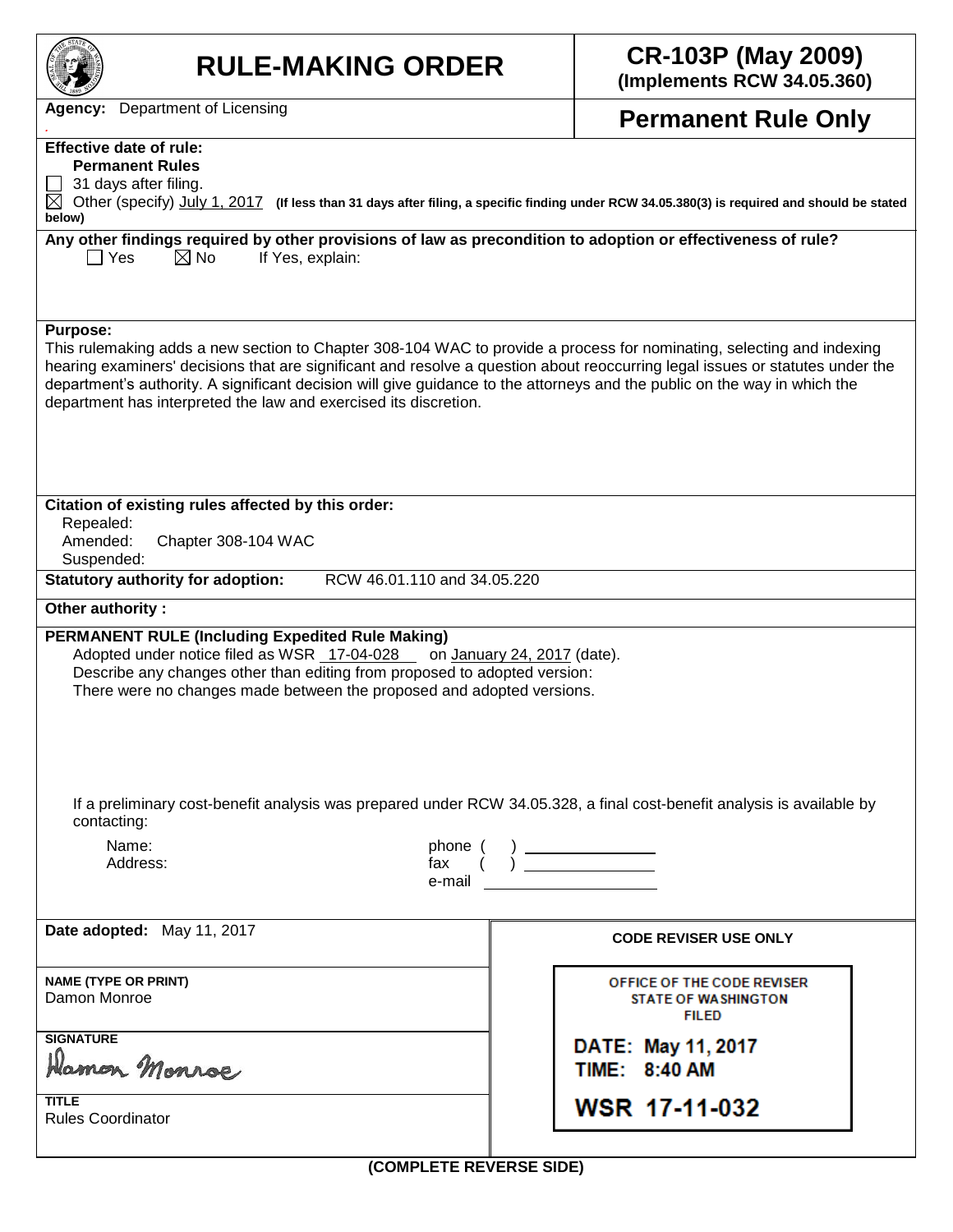# RULE-MAKING ORDER

**CR-103P (May 2009)**
**(Implements RCW 34.05.360)**

**Agency:** Department of Licensing

**Permanent Rule Only**

**Effective date of rule:**
**Permanent Rules**

☐ 31 days after filing.
☒ Other (specify) July 1, 2017 **(If less than 31 days after filing, a specific finding under RCW 34.05.380(3) is required and should be stated below)**

**Any other findings required by other provisions of law as precondition to adoption or effectiveness of rule?**
☐ Yes ☒ No If Yes, explain:

**Purpose:**
This rulemaking adds a new section to Chapter 308-104 WAC to provide a process for nominating, selecting and indexing hearing examiners' decisions that are significant and resolve a question about reoccurring legal issues or statutes under the department's authority. A significant decision will give guidance to the attorneys and the public on the way in which the department has interpreted the law and exercised its discretion.

**Citation of existing rules affected by this order:**
Repealed:
Amended: Chapter 308-104 WAC
Suspended:

**Statutory authority for adoption:** RCW 46.01.110 and 34.05.220

**Other authority :**

**PERMANENT RULE (Including Expedited Rule Making)**
Adopted under notice filed as WSR 17-04-028 on January 24, 2017 (date).
Describe any changes other than editing from proposed to adopted version:
There were no changes made between the proposed and adopted versions.

If a preliminary cost-benefit analysis was prepared under RCW 34.05.328, a final cost-benefit analysis is available by contacting:

Name:
Address:
phone ( )
fax ( )
e-mail

**Date adopted:** May 11, 2017

**NAME (TYPE OR PRINT)**
Damon Monroe

**SIGNATURE**
Damon Monroe

**TITLE**
Rules Coordinator

**CODE REVISER USE ONLY**

OFFICE OF THE CODE REVISER
STATE OF WASHINGTON
FILED

DATE: May 11, 2017
TIME: 8:40 AM

WSR 17-11-032

**(COMPLETE REVERSE SIDE)**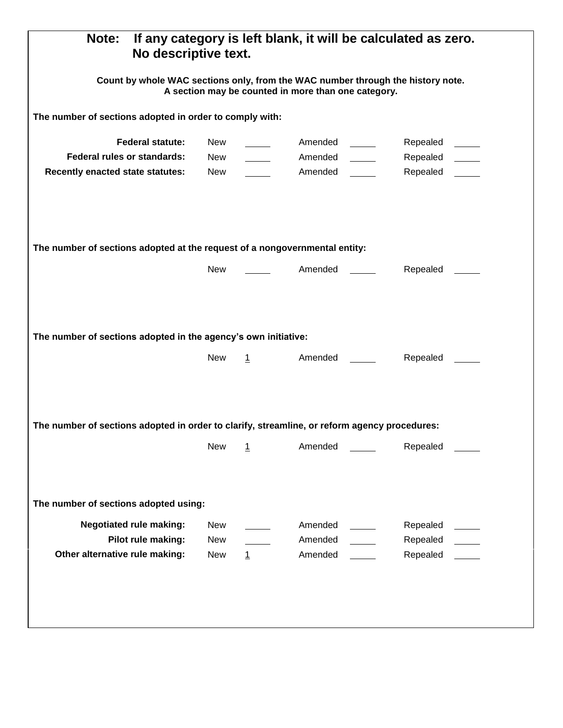**Note: If any category is left blank, it will be calculated as zero. No descriptive text.**

**Count by whole WAC sections only, from the WAC number through the history note. A section may be counted in more than one category.**

**The number of sections adopted in order to comply with:**

| | | | | | | |
|---|---|---|---|---|---|---|
| **Federal statute:** | New | ____ | Amended | ____ | Repealed | ____ |
| **Federal rules or standards:** | New | ____ | Amended | ____ | Repealed | ____ |
| **Recently enacted state statutes:** | New | ____ | Amended | ____ | Repealed | ____ |

**The number of sections adopted at the request of a nongovernmental entity:**

| | | | | | |
|---|---|---|---|---|---|
| New | ____ | Amended | ____ | Repealed | ____ |

**The number of sections adopted in the agency's own initiative:**

| | | | | | |
|---|---|---|---|---|---|
| New | 1 | Amended | ____ | Repealed | ____ |

**The number of sections adopted in order to clarify, streamline, or reform agency procedures:**

| | | | | | |
|---|---|---|---|---|---|
| New | 1 | Amended | ____ | Repealed | ____ |

**The number of sections adopted using:**

| | | | | | | |
|---|---|---|---|---|---|---|
| **Negotiated rule making:** | New | ____ | Amended | ____ | Repealed | ____ |
| **Pilot rule making:** | New | ____ | Amended | ____ | Repealed | ____ |
| **Other alternative rule making:** | New | 1 | Amended | ____ | Repealed | ____ |